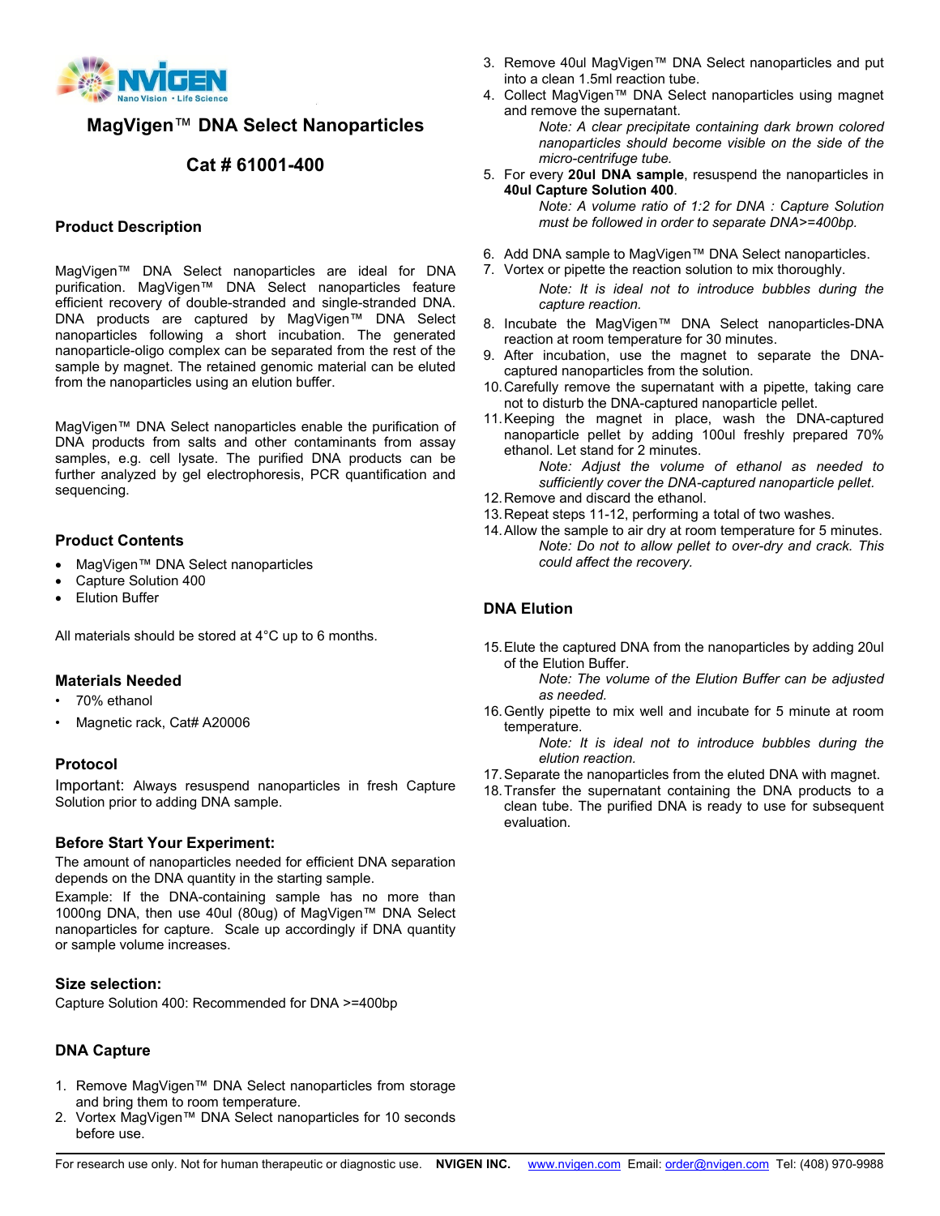# MagVigen™ DNA Select Nanoparticles

## Cat # 61001-400

### Product Description

MagVigen™ DNA Select nanoparticles are ideal for DNA purification. MagVigen™ DNA Select nanoparticles feature efficient recovery of double-stranded and single-stranded DNA. DNA products are captured by MagVigen™ DNA Select nanoparticles following a short incubation. The generated nanoparticle-oligo complex can be separated from the rest of the sample by magnet. The retained genomic material can be eluted from the nanoparticles using an elution buffer.

MagVigen™ DNA Select nanoparticles enable the purification of DNA products from salts and other contaminants from assay samples, e.g. cell lysate. The purified DNA products can be further analyzed by gel electrophoresis, PCR quantification and sequencing.

### Product Contents

- MagVigen™ DNA Select nanoparticles
- Capture Solution 400
- Elution Buffer

All materials should be stored at 4°C up to 6 months.

### Materials Needed

- 70% ethanol
- Magnetic rack, Cat# A20006

### Protocol

Important: Always resuspend nanoparticles in fresh Capture Solution prior to adding DNA sample.

### Before Start Your Experiment:

The amount of nanoparticles needed for efficient DNA separation depends on the DNA quantity in the starting sample.

Example: If the DNA-containing sample has no more than 1000ng DNA, then use 40ul (80ug) of MagVigen™ DNA Select nanoparticles for capture. Scale up accordingly if DNA quantity or sample volume increases.

### Size selection:

Capture Solution 400: Recommended for DNA >=400bp

### DNA Capture

1. Remove MagVigen™ DNA Select nanoparticles from storage and bring them to room temperature.
2. Vortex MagVigen™ DNA Select nanoparticles for 10 seconds before use.
3. Remove 40ul MagVigen™ DNA Select nanoparticles and put into a clean 1.5ml reaction tube.
4. Collect MagVigen™ DNA Select nanoparticles using magnet and remove the supernatant.

   *Note: A clear precipitate containing dark brown colored nanoparticles should become visible on the side of the micro-centrifuge tube.*
5. For every **20ul DNA sample**, resuspend the nanoparticles in **40ul Capture Solution 400**.

   *Note: A volume ratio of 1:2 for DNA : Capture Solution must be followed in order to separate DNA>=400bp.*
6. Add DNA sample to MagVigen™ DNA Select nanoparticles.
7. Vortex or pipette the reaction solution to mix thoroughly.

   *Note: It is ideal not to introduce bubbles during the capture reaction.*
8. Incubate the MagVigen™ DNA Select nanoparticles-DNA reaction at room temperature for 30 minutes.
9. After incubation, use the magnet to separate the DNA-captured nanoparticles from the solution.
10. Carefully remove the supernatant with a pipette, taking care not to disturb the DNA-captured nanoparticle pellet.
11. Keeping the magnet in place, wash the DNA-captured nanoparticle pellet by adding 100ul freshly prepared 70% ethanol. Let stand for 2 minutes.

    *Note: Adjust the volume of ethanol as needed to sufficiently cover the DNA-captured nanoparticle pellet.*
12. Remove and discard the ethanol.
13. Repeat steps 11-12, performing a total of two washes.
14. Allow the sample to air dry at room temperature for 5 minutes.

    *Note: Do not to allow pellet to over-dry and crack. This could affect the recovery.*

### DNA Elution

15. Elute the captured DNA from the nanoparticles by adding 20ul of the Elution Buffer.

    *Note: The volume of the Elution Buffer can be adjusted as needed.*
16. Gently pipette to mix well and incubate for 5 minute at room temperature.

    *Note: It is ideal not to introduce bubbles during the elution reaction.*
17. Separate the nanoparticles from the eluted DNA with magnet.
18. Transfer the supernatant containing the DNA products to a clean tube. The purified DNA is ready to use for subsequent evaluation.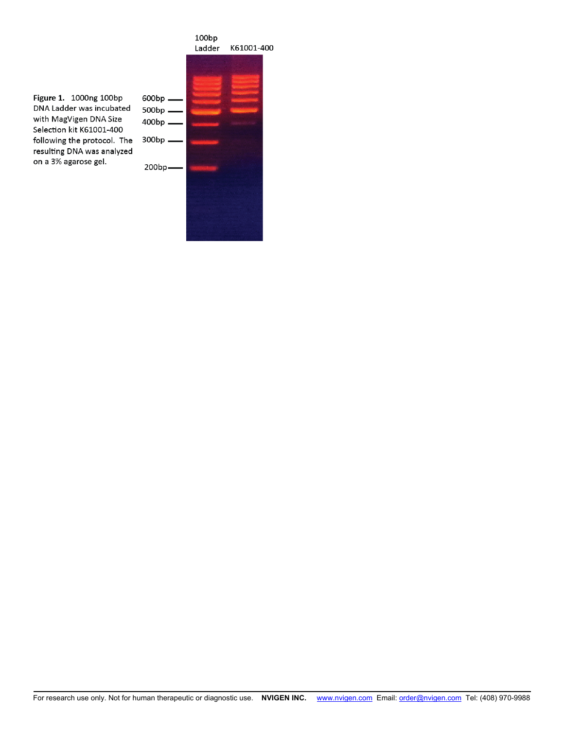**Figure 1.** 1000ng 100bp DNA Ladder was incubated with MagVigen DNA Size Selection kit K61001-400 following the protocol. The resulting DNA was analyzed on a 3% agarose gel.

100bp Ladder

K61001-400

600bp

500bp

400bp

300bp

200bp